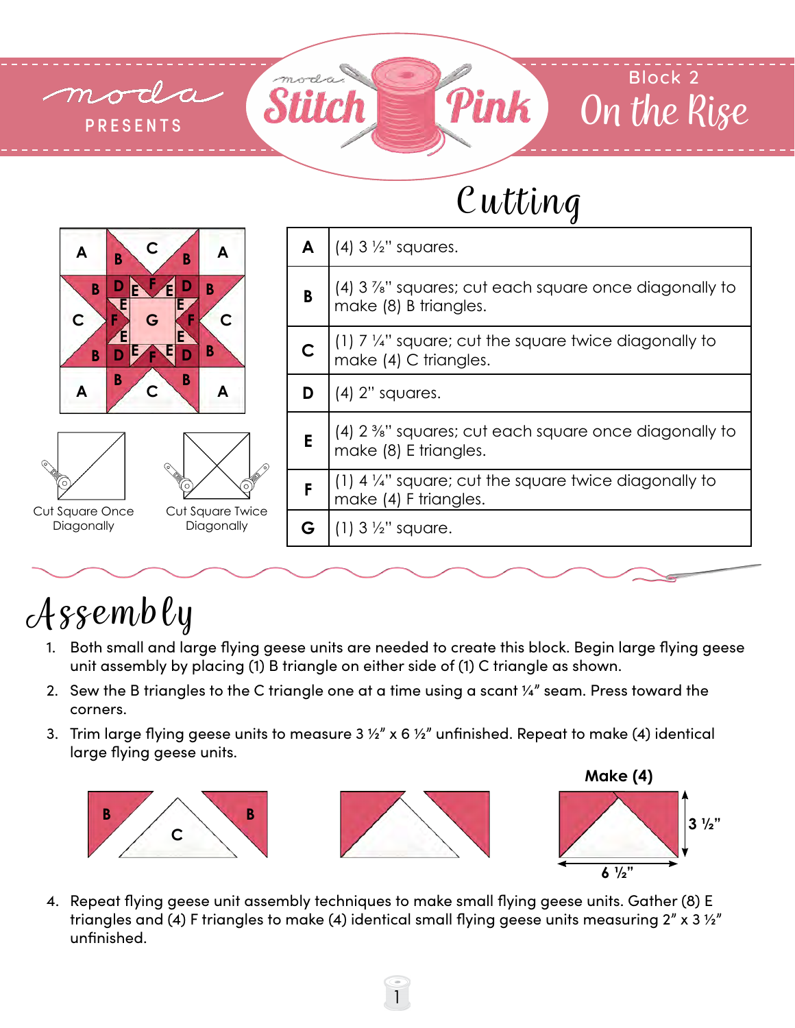moda PRESENTS

Stitch Pink

Block 2

# On the Rise

## Cutting

| | |
|---|---|
| **A** | (4) 3 ½" squares. |
| **B** | (4) 3 ⅞" squares; cut each square once diagonally to make (8) B triangles. |
| **C** | (1) 7 ¼" square; cut the square twice diagonally to make (4) C triangles. |
| **D** | (4) 2" squares. |
| **E** | (4) 2 ⅜" squares; cut each square once diagonally to make (8) E triangles. |
| **F** | (1) 4 ¼" square; cut the square twice diagonally to make (4) F triangles. |
| **G** | (1) 3 ½" square. |

Cut Square Once Diagonally

Cut Square Twice Diagonally

## Assembly

1. Both small and large flying geese units are needed to create this block. Begin large flying geese unit assembly by placing (1) B triangle on either side of (1) C triangle as shown.
2. Sew the B triangles to the C triangle one at a time using a scant ¼" seam. Press toward the corners.
3. Trim large flying geese units to measure 3 ½" x 6 ½" unfinished. Repeat to make (4) identical large flying geese units.

**Make (4)**

3 ½"

6 ½"

4. Repeat flying geese unit assembly techniques to make small flying geese units. Gather (8) E triangles and (4) F triangles to make (4) identical small flying geese units measuring 2" x 3 ½" unfinished.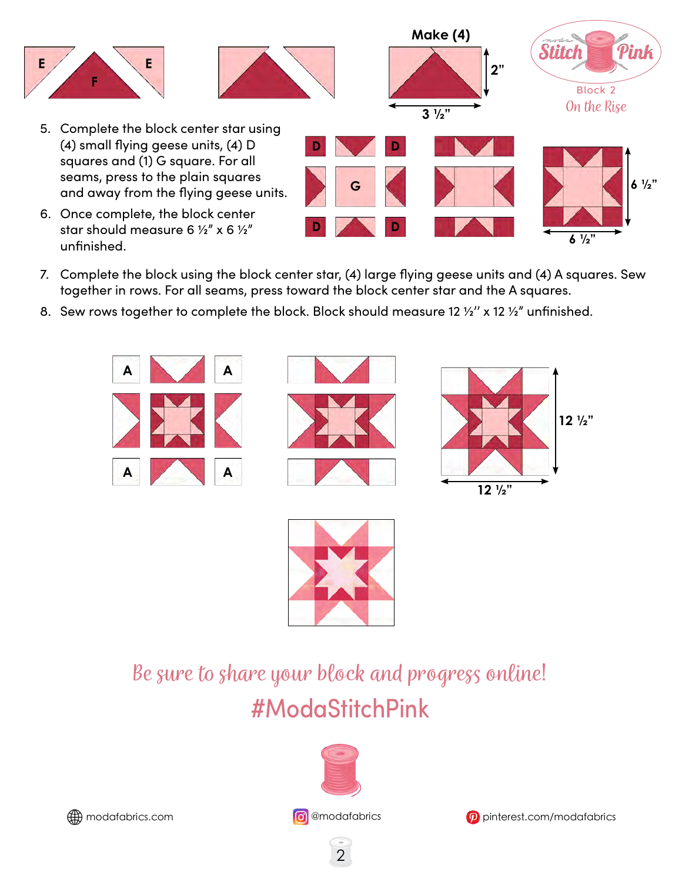Make (4)

2"

3 ½"

Stitch Pink

Block 2

On the Rise

5. Complete the block center star using (4) small flying geese units, (4) D squares and (1) G square. For all seams, press to the plain squares and away from the flying geese units.
6. Once complete, the block center star should measure 6 ½" x 6 ½" unfinished.

6 ½"

6 ½"

7. Complete the block using the block center star, (4) large flying geese units and (4) A squares. Sew together in rows. For all seams, press toward the block center star and the A squares.
8. Sew rows together to complete the block. Block should measure 12 ½'' x 12 ½" unfinished.

12 ½"

12 ½"

*Be sure to share your block and progress online!*

#ModaStitchPink

modafabrics.com

@modafabrics

pinterest.com/modafabrics